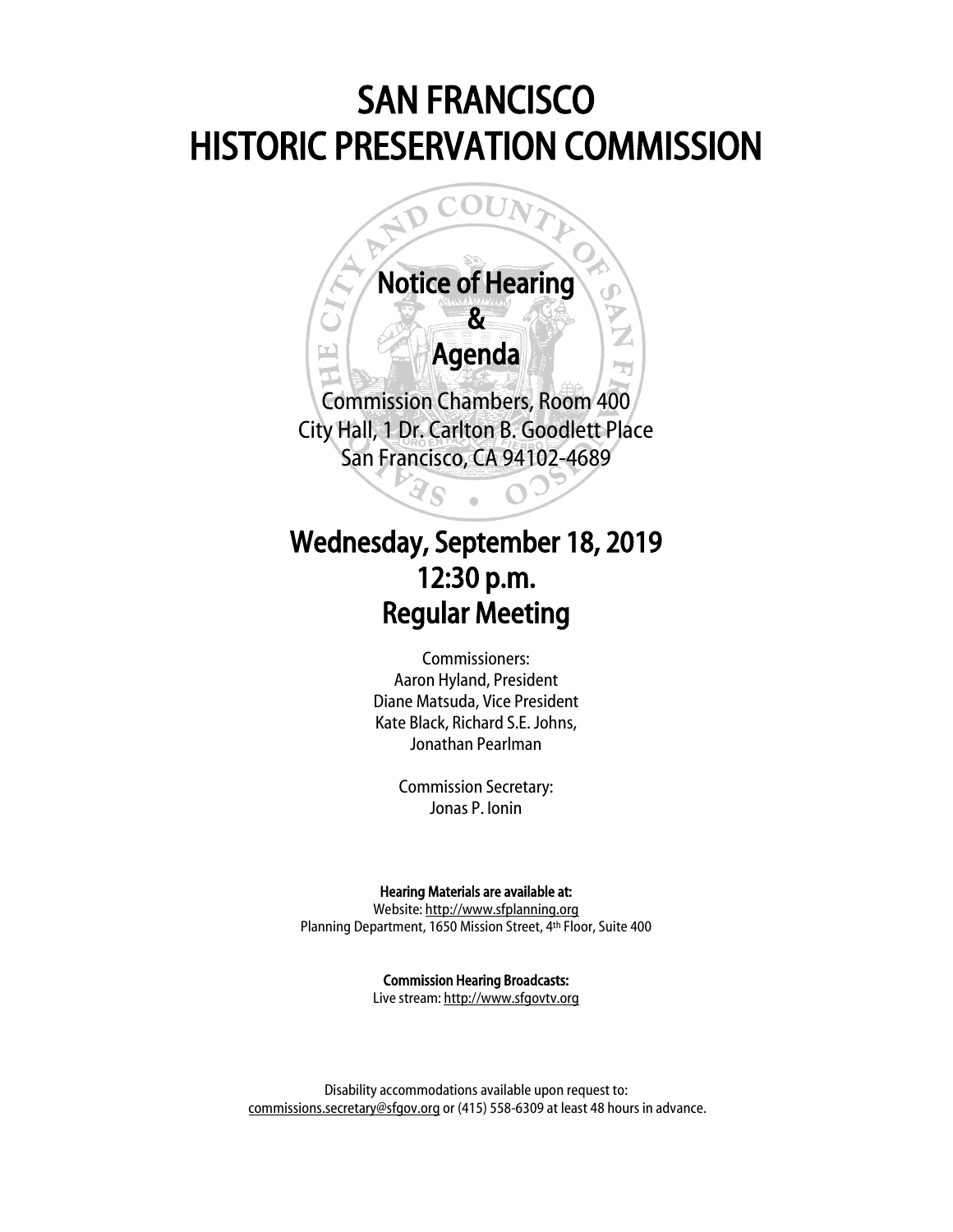# SAN FRANCISCO HISTORIC PRESERVATION COMMISSION

## Notice of Hearing & Agenda

Commission Chambers, Room 400
City Hall, 1 Dr. Carlton B. Goodlett Place
San Francisco, CA 94102-4689

## Wednesday, September 18, 2019
## 12:30 p.m.
## Regular Meeting

Commissioners:
Aaron Hyland, President
Diane Matsuda, Vice President
Kate Black, Richard S.E. Johns,
Jonathan Pearlman

Commission Secretary:
Jonas P. Ionin

**Hearing Materials are available at:**
Website: http://www.sfplanning.org
Planning Department, 1650 Mission Street, 4th Floor, Suite 400

**Commission Hearing Broadcasts:**
Live stream: http://www.sfgovtv.org

Disability accommodations available upon request to:
commissions.secretary@sfgov.org or (415) 558-6309 at least 48 hours in advance.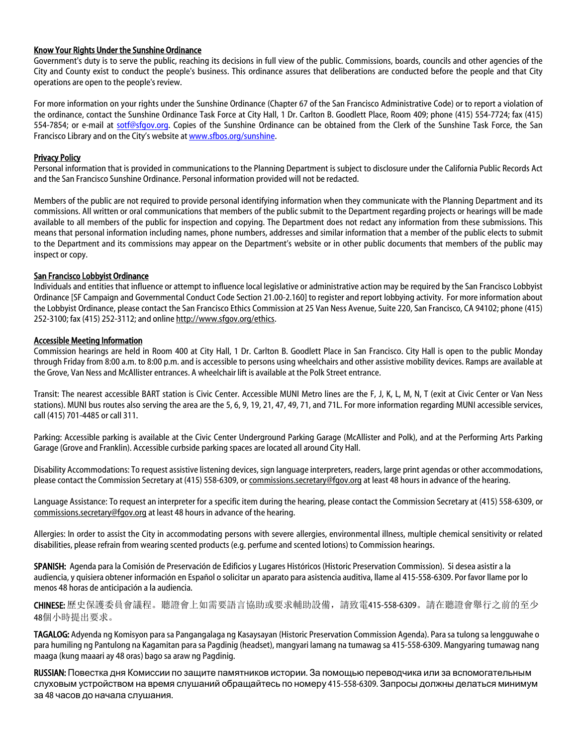**Know Your Rights Under the Sunshine Ordinance**

Government's duty is to serve the public, reaching its decisions in full view of the public. Commissions, boards, councils and other agencies of the City and County exist to conduct the people's business. This ordinance assures that deliberations are conducted before the people and that City operations are open to the people's review.

For more information on your rights under the Sunshine Ordinance (Chapter 67 of the San Francisco Administrative Code) or to report a violation of the ordinance, contact the Sunshine Ordinance Task Force at City Hall, 1 Dr. Carlton B. Goodlett Place, Room 409; phone (415) 554-7724; fax (415) 554-7854; or e-mail at sotf@sfgov.org. Copies of the Sunshine Ordinance can be obtained from the Clerk of the Sunshine Task Force, the San Francisco Library and on the City's website at www.sfbos.org/sunshine.

**Privacy Policy**

Personal information that is provided in communications to the Planning Department is subject to disclosure under the California Public Records Act and the San Francisco Sunshine Ordinance. Personal information provided will not be redacted.

Members of the public are not required to provide personal identifying information when they communicate with the Planning Department and its commissions. All written or oral communications that members of the public submit to the Department regarding projects or hearings will be made available to all members of the public for inspection and copying. The Department does not redact any information from these submissions. This means that personal information including names, phone numbers, addresses and similar information that a member of the public elects to submit to the Department and its commissions may appear on the Department's website or in other public documents that members of the public may inspect or copy.

**San Francisco Lobbyist Ordinance**

Individuals and entities that influence or attempt to influence local legislative or administrative action may be required by the San Francisco Lobbyist Ordinance [SF Campaign and Governmental Conduct Code Section 21.00-2.160] to register and report lobbying activity. For more information about the Lobbyist Ordinance, please contact the San Francisco Ethics Commission at 25 Van Ness Avenue, Suite 220, San Francisco, CA 94102; phone (415) 252-3100; fax (415) 252-3112; and online http://www.sfgov.org/ethics.

**Accessible Meeting Information**

Commission hearings are held in Room 400 at City Hall, 1 Dr. Carlton B. Goodlett Place in San Francisco. City Hall is open to the public Monday through Friday from 8:00 a.m. to 8:00 p.m. and is accessible to persons using wheelchairs and other assistive mobility devices. Ramps are available at the Grove, Van Ness and McAllister entrances. A wheelchair lift is available at the Polk Street entrance.

Transit: The nearest accessible BART station is Civic Center. Accessible MUNI Metro lines are the F, J, K, L, M, N, T (exit at Civic Center or Van Ness stations). MUNI bus routes also serving the area are the 5, 6, 9, 19, 21, 47, 49, 71, and 71L. For more information regarding MUNI accessible services, call (415) 701-4485 or call 311.

Parking: Accessible parking is available at the Civic Center Underground Parking Garage (McAllister and Polk), and at the Performing Arts Parking Garage (Grove and Franklin). Accessible curbside parking spaces are located all around City Hall.

Disability Accommodations: To request assistive listening devices, sign language interpreters, readers, large print agendas or other accommodations, please contact the Commission Secretary at (415) 558-6309, or commissions.secretary@fgov.org at least 48 hours in advance of the hearing.

Language Assistance: To request an interpreter for a specific item during the hearing, please contact the Commission Secretary at (415) 558-6309, or commissions.secretary@fgov.org at least 48 hours in advance of the hearing.

Allergies: In order to assist the City in accommodating persons with severe allergies, environmental illness, multiple chemical sensitivity or related disabilities, please refrain from wearing scented products (e.g. perfume and scented lotions) to Commission hearings.

**SPANISH:** Agenda para la Comisión de Preservación de Edificios y Lugares Históricos (Historic Preservation Commission). Si desea asistir a la audiencia, y quisiera obtener información en Español o solicitar un aparato para asistencia auditiva, llame al 415-558-6309. Por favor llame por lo menos 48 horas de anticipación a la audiencia.

**CHINESE:** 歷史保護委員會議程。聽證會上如需要語言協助或要求輔助設備，請致電415-558-6309。請在聽證會舉行之前的至少48個小時提出要求。

**TAGALOG:** Adyenda ng Komisyon para sa Pangangalaga ng Kasaysayan (Historic Preservation Commission Agenda). Para sa tulong sa lengguwahe o para humiling ng Pantulong na Kagamitan para sa Pagdinig (headset), mangyari lamang na tumawag sa 415-558-6309. Mangyaring tumawag nang maaga (kung maaari ay 48 oras) bago sa araw ng Pagdinig.

**RUSSIAN:** Повестка дня Комиссии по защите памятников истории. За помощью переводчика или за вспомогательным слуховым устройством на время слушаний обращайтесь по номеру 415-558-6309. Запросы должны делаться минимум за 48 часов до начала слушания.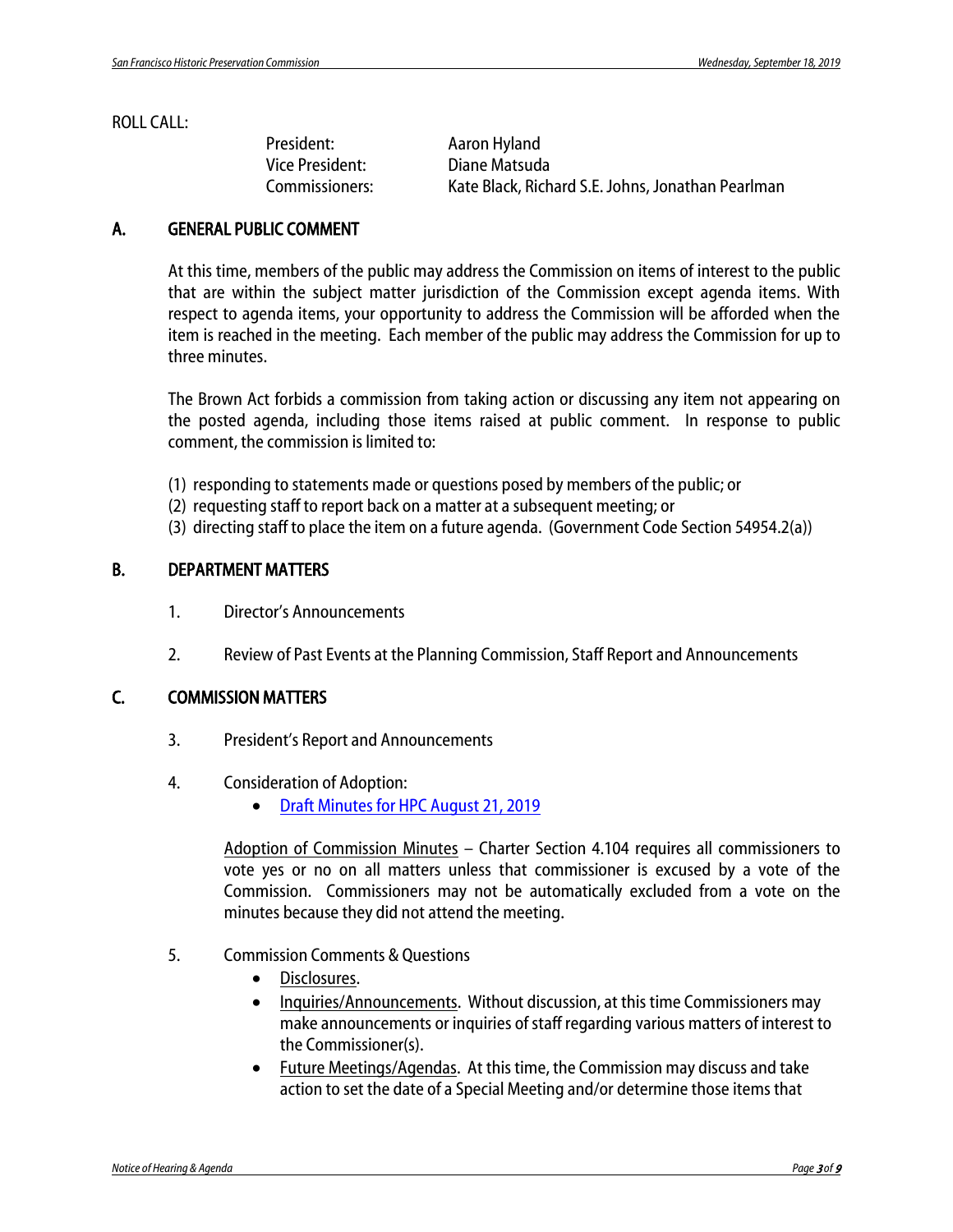ROLL CALL:

| | |
|---|---|
| President: | Aaron Hyland |
| Vice President: | Diane Matsuda |
| Commissioners: | Kate Black, Richard S.E. Johns, Jonathan Pearlman |

## A. GENERAL PUBLIC COMMENT

At this time, members of the public may address the Commission on items of interest to the public that are within the subject matter jurisdiction of the Commission except agenda items. With respect to agenda items, your opportunity to address the Commission will be afforded when the item is reached in the meeting. Each member of the public may address the Commission for up to three minutes.

The Brown Act forbids a commission from taking action or discussing any item not appearing on the posted agenda, including those items raised at public comment. In response to public comment, the commission is limited to:

(1) responding to statements made or questions posed by members of the public; or
(2) requesting staff to report back on a matter at a subsequent meeting; or
(3) directing staff to place the item on a future agenda. (Government Code Section 54954.2(a))

## B. DEPARTMENT MATTERS

1. Director's Announcements

2. Review of Past Events at the Planning Commission, Staff Report and Announcements

## C. COMMISSION MATTERS

3. President's Report and Announcements

4. Consideration of Adoption:
   - Draft Minutes for HPC August 21, 2019

   Adoption of Commission Minutes – Charter Section 4.104 requires all commissioners to vote yes or no on all matters unless that commissioner is excused by a vote of the Commission. Commissioners may not be automatically excluded from a vote on the minutes because they did not attend the meeting.

5. Commission Comments & Questions
   - Disclosures.
   - Inquiries/Announcements. Without discussion, at this time Commissioners may make announcements or inquiries of staff regarding various matters of interest to the Commissioner(s).
   - Future Meetings/Agendas. At this time, the Commission may discuss and take action to set the date of a Special Meeting and/or determine those items that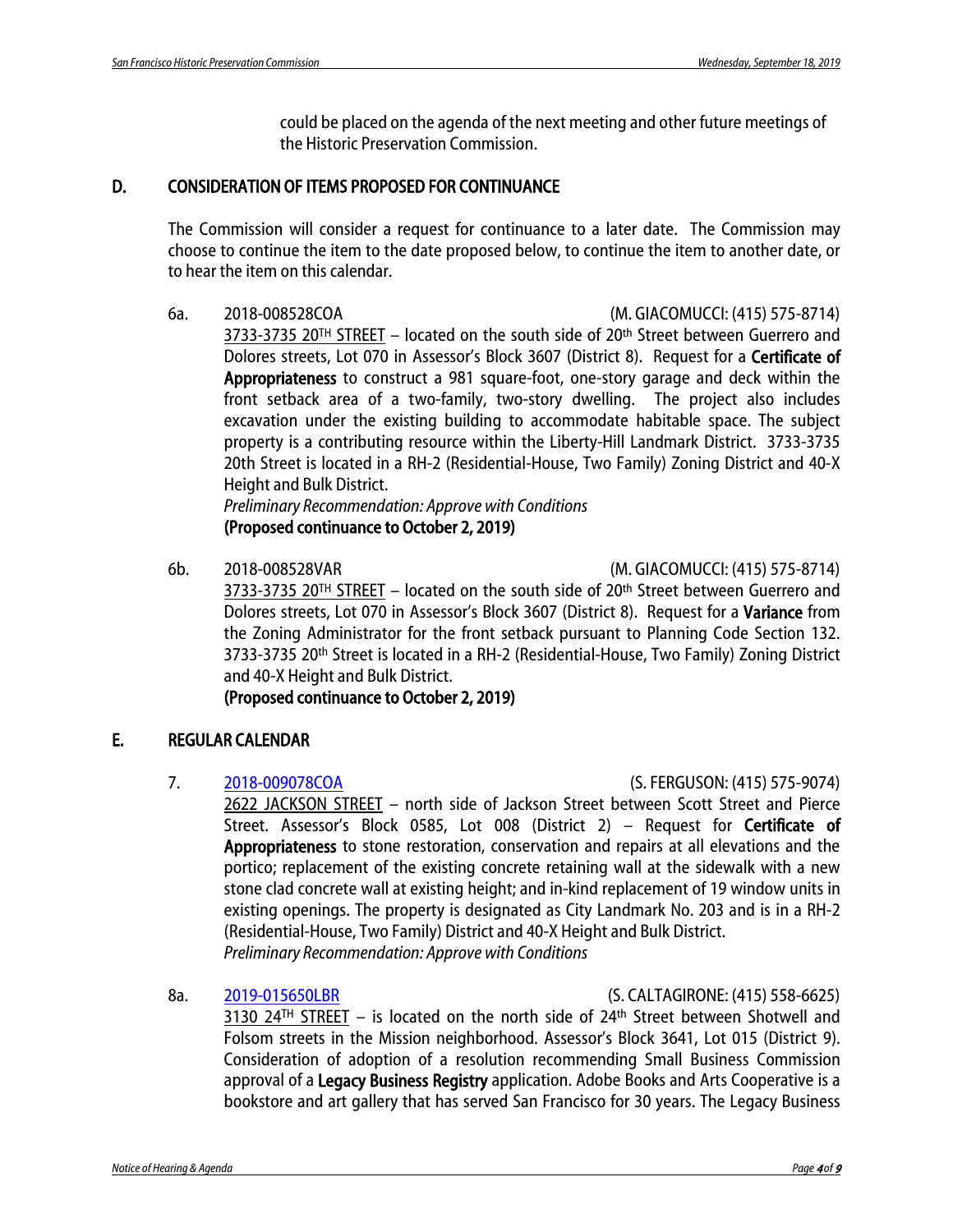could be placed on the agenda of the next meeting and other future meetings of the Historic Preservation Commission.

## D. CONSIDERATION OF ITEMS PROPOSED FOR CONTINUANCE

The Commission will consider a request for continuance to a later date. The Commission may choose to continue the item to the date proposed below, to continue the item to another date, or to hear the item on this calendar.

6a. 2018-008528COA (M. GIACOMUCCI: (415) 575-8714)
3733-3735 20TH STREET – located on the south side of 20th Street between Guerrero and Dolores streets, Lot 070 in Assessor's Block 3607 (District 8). Request for a **Certificate of Appropriateness** to construct a 981 square-foot, one-story garage and deck within the front setback area of a two-family, two-story dwelling. The project also includes excavation under the existing building to accommodate habitable space. The subject property is a contributing resource within the Liberty-Hill Landmark District. 3733-3735 20th Street is located in a RH-2 (Residential-House, Two Family) Zoning District and 40-X Height and Bulk District.
*Preliminary Recommendation: Approve with Conditions*
**(Proposed continuance to October 2, 2019)**

6b. 2018-008528VAR (M. GIACOMUCCI: (415) 575-8714)
3733-3735 20TH STREET – located on the south side of 20th Street between Guerrero and Dolores streets, Lot 070 in Assessor's Block 3607 (District 8). Request for a **Variance** from the Zoning Administrator for the front setback pursuant to Planning Code Section 132. 3733-3735 20th Street is located in a RH-2 (Residential-House, Two Family) Zoning District and 40-X Height and Bulk District.
**(Proposed continuance to October 2, 2019)**

## E. REGULAR CALENDAR

7. 2018-009078COA (S. FERGUSON: (415) 575-9074)
2622 JACKSON STREET – north side of Jackson Street between Scott Street and Pierce Street. Assessor's Block 0585, Lot 008 (District 2) – Request for **Certificate of Appropriateness** to stone restoration, conservation and repairs at all elevations and the portico; replacement of the existing concrete retaining wall at the sidewalk with a new stone clad concrete wall at existing height; and in-kind replacement of 19 window units in existing openings. The property is designated as City Landmark No. 203 and is in a RH-2 (Residential-House, Two Family) District and 40-X Height and Bulk District.
*Preliminary Recommendation: Approve with Conditions*

8a. 2019-015650LBR (S. CALTAGIRONE: (415) 558-6625)
3130 24TH STREET – is located on the north side of 24th Street between Shotwell and Folsom streets in the Mission neighborhood. Assessor's Block 3641, Lot 015 (District 9). Consideration of adoption of a resolution recommending Small Business Commission approval of a **Legacy Business Registry** application. Adobe Books and Arts Cooperative is a bookstore and art gallery that has served San Francisco for 30 years. The Legacy Business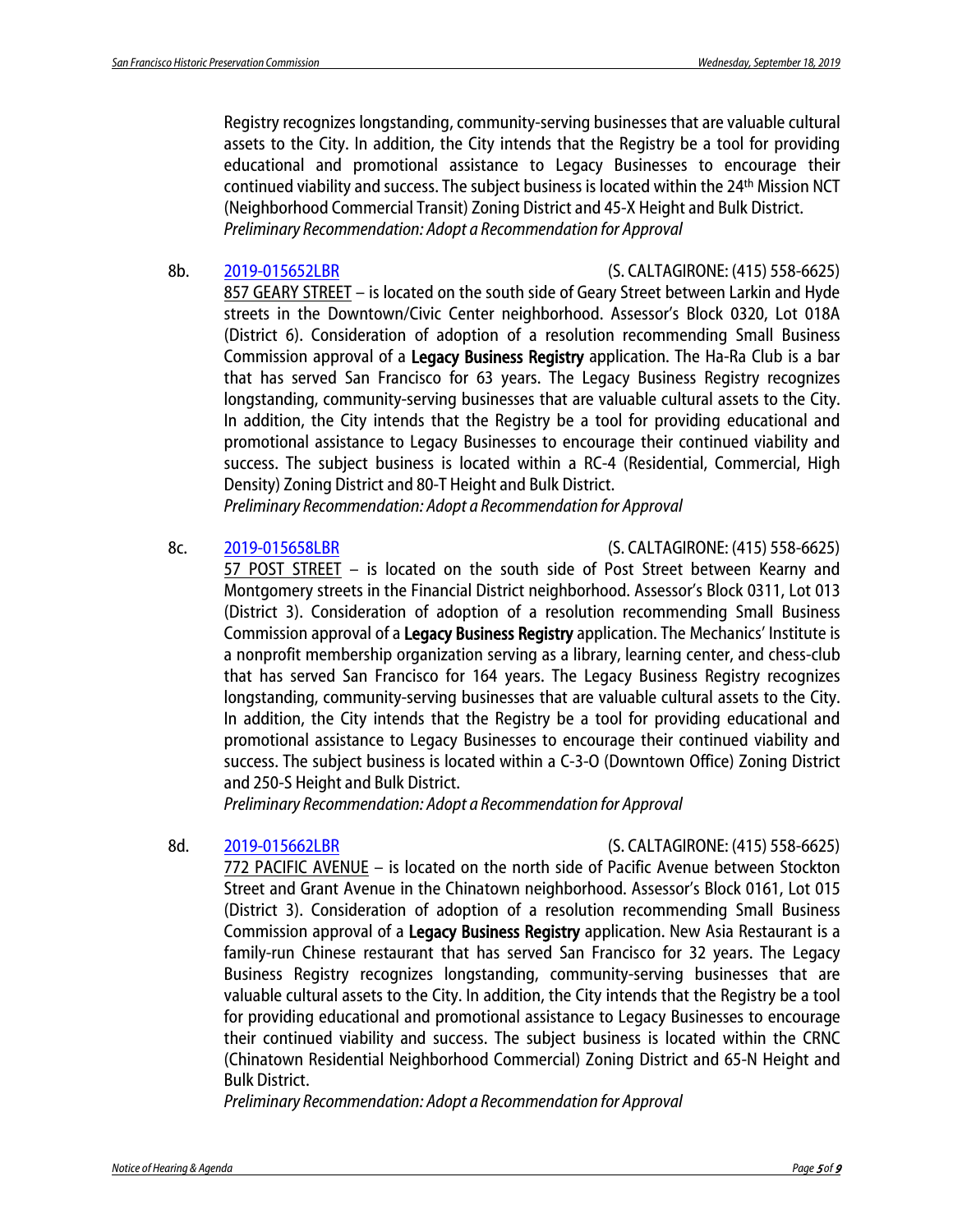Registry recognizes longstanding, community-serving businesses that are valuable cultural assets to the City. In addition, the City intends that the Registry be a tool for providing educational and promotional assistance to Legacy Businesses to encourage their continued viability and success. The subject business is located within the 24th Mission NCT (Neighborhood Commercial Transit) Zoning District and 45-X Height and Bulk District.

*Preliminary Recommendation: Adopt a Recommendation for Approval*

8b. 2019-015652LBR (S. CALTAGIRONE: (415) 558-6625)

857 GEARY STREET – is located on the south side of Geary Street between Larkin and Hyde streets in the Downtown/Civic Center neighborhood. Assessor's Block 0320, Lot 018A (District 6). Consideration of adoption of a resolution recommending Small Business Commission approval of a **Legacy Business Registry** application. The Ha-Ra Club is a bar that has served San Francisco for 63 years. The Legacy Business Registry recognizes longstanding, community-serving businesses that are valuable cultural assets to the City. In addition, the City intends that the Registry be a tool for providing educational and promotional assistance to Legacy Businesses to encourage their continued viability and success. The subject business is located within a RC-4 (Residential, Commercial, High Density) Zoning District and 80-T Height and Bulk District.

*Preliminary Recommendation: Adopt a Recommendation for Approval*

8c. 2019-015658LBR (S. CALTAGIRONE: (415) 558-6625)

57 POST STREET – is located on the south side of Post Street between Kearny and Montgomery streets in the Financial District neighborhood. Assessor's Block 0311, Lot 013 (District 3). Consideration of adoption of a resolution recommending Small Business Commission approval of a **Legacy Business Registry** application. The Mechanics' Institute is a nonprofit membership organization serving as a library, learning center, and chess-club that has served San Francisco for 164 years. The Legacy Business Registry recognizes longstanding, community-serving businesses that are valuable cultural assets to the City. In addition, the City intends that the Registry be a tool for providing educational and promotional assistance to Legacy Businesses to encourage their continued viability and success. The subject business is located within a C-3-O (Downtown Office) Zoning District and 250-S Height and Bulk District.

*Preliminary Recommendation: Adopt a Recommendation for Approval*

8d. 2019-015662LBR (S. CALTAGIRONE: (415) 558-6625)

772 PACIFIC AVENUE – is located on the north side of Pacific Avenue between Stockton Street and Grant Avenue in the Chinatown neighborhood. Assessor's Block 0161, Lot 015 (District 3). Consideration of adoption of a resolution recommending Small Business Commission approval of a **Legacy Business Registry** application. New Asia Restaurant is a family-run Chinese restaurant that has served San Francisco for 32 years. The Legacy Business Registry recognizes longstanding, community-serving businesses that are valuable cultural assets to the City. In addition, the City intends that the Registry be a tool for providing educational and promotional assistance to Legacy Businesses to encourage their continued viability and success. The subject business is located within the CRNC (Chinatown Residential Neighborhood Commercial) Zoning District and 65-N Height and Bulk District.

*Preliminary Recommendation: Adopt a Recommendation for Approval*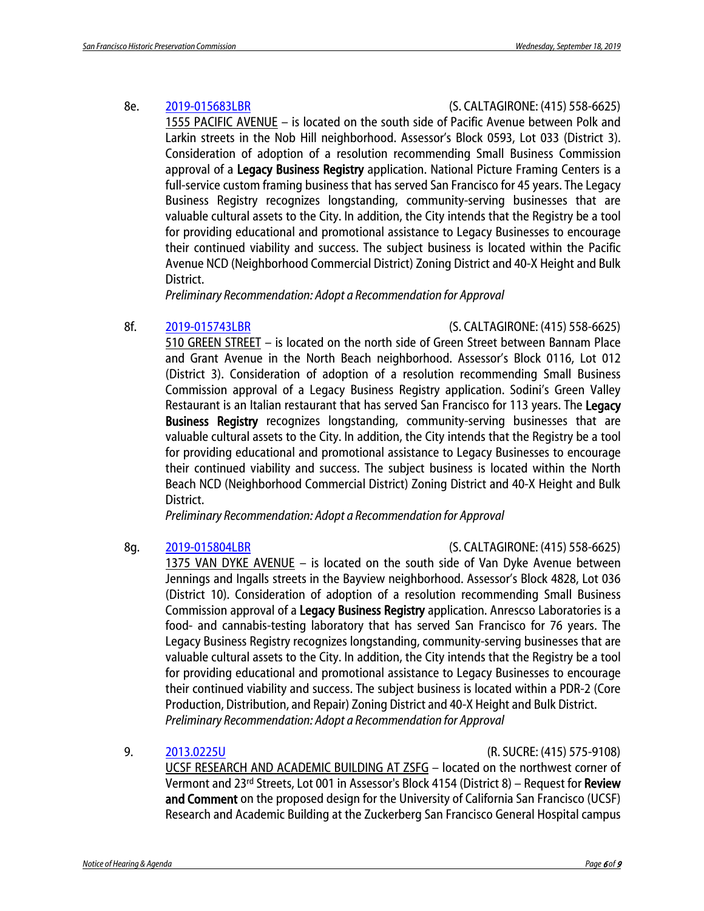8e. [2019-015683LBR](#) (S. CALTAGIRONE: (415) 558-6625)
1555 PACIFIC AVENUE – is located on the south side of Pacific Avenue between Polk and Larkin streets in the Nob Hill neighborhood. Assessor's Block 0593, Lot 033 (District 3). Consideration of adoption of a resolution recommending Small Business Commission approval of a **Legacy Business Registry** application. National Picture Framing Centers is a full-service custom framing business that has served San Francisco for 45 years. The Legacy Business Registry recognizes longstanding, community-serving businesses that are valuable cultural assets to the City. In addition, the City intends that the Registry be a tool for providing educational and promotional assistance to Legacy Businesses to encourage their continued viability and success. The subject business is located within the Pacific Avenue NCD (Neighborhood Commercial District) Zoning District and 40-X Height and Bulk District.
*Preliminary Recommendation: Adopt a Recommendation for Approval*

8f. [2019-015743LBR](#) (S. CALTAGIRONE: (415) 558-6625)
510 GREEN STREET – is located on the north side of Green Street between Bannam Place and Grant Avenue in the North Beach neighborhood. Assessor's Block 0116, Lot 012 (District 3). Consideration of adoption of a resolution recommending Small Business Commission approval of a Legacy Business Registry application. Sodini's Green Valley Restaurant is an Italian restaurant that has served San Francisco for 113 years. The **Legacy Business Registry** recognizes longstanding, community-serving businesses that are valuable cultural assets to the City. In addition, the City intends that the Registry be a tool for providing educational and promotional assistance to Legacy Businesses to encourage their continued viability and success. The subject business is located within the North Beach NCD (Neighborhood Commercial District) Zoning District and 40-X Height and Bulk District.
*Preliminary Recommendation: Adopt a Recommendation for Approval*

8g. [2019-015804LBR](#) (S. CALTAGIRONE: (415) 558-6625)
1375 VAN DYKE AVENUE – is located on the south side of Van Dyke Avenue between Jennings and Ingalls streets in the Bayview neighborhood. Assessor's Block 4828, Lot 036 (District 10). Consideration of adoption of a resolution recommending Small Business Commission approval of a **Legacy Business Registry** application. Anrescso Laboratories is a food- and cannabis-testing laboratory that has served San Francisco for 76 years. The Legacy Business Registry recognizes longstanding, community-serving businesses that are valuable cultural assets to the City. In addition, the City intends that the Registry be a tool for providing educational and promotional assistance to Legacy Businesses to encourage their continued viability and success. The subject business is located within a PDR-2 (Core Production, Distribution, and Repair) Zoning District and 40-X Height and Bulk District.
*Preliminary Recommendation: Adopt a Recommendation for Approval*

9. [2013.0225U](#) (R. SUCRE: (415) 575-9108)
UCSF RESEARCH AND ACADEMIC BUILDING AT ZSFG – located on the northwest corner of Vermont and 23rd Streets, Lot 001 in Assessor's Block 4154 (District 8) – Request for **Review and Comment** on the proposed design for the University of California San Francisco (UCSF) Research and Academic Building at the Zuckerberg San Francisco General Hospital campus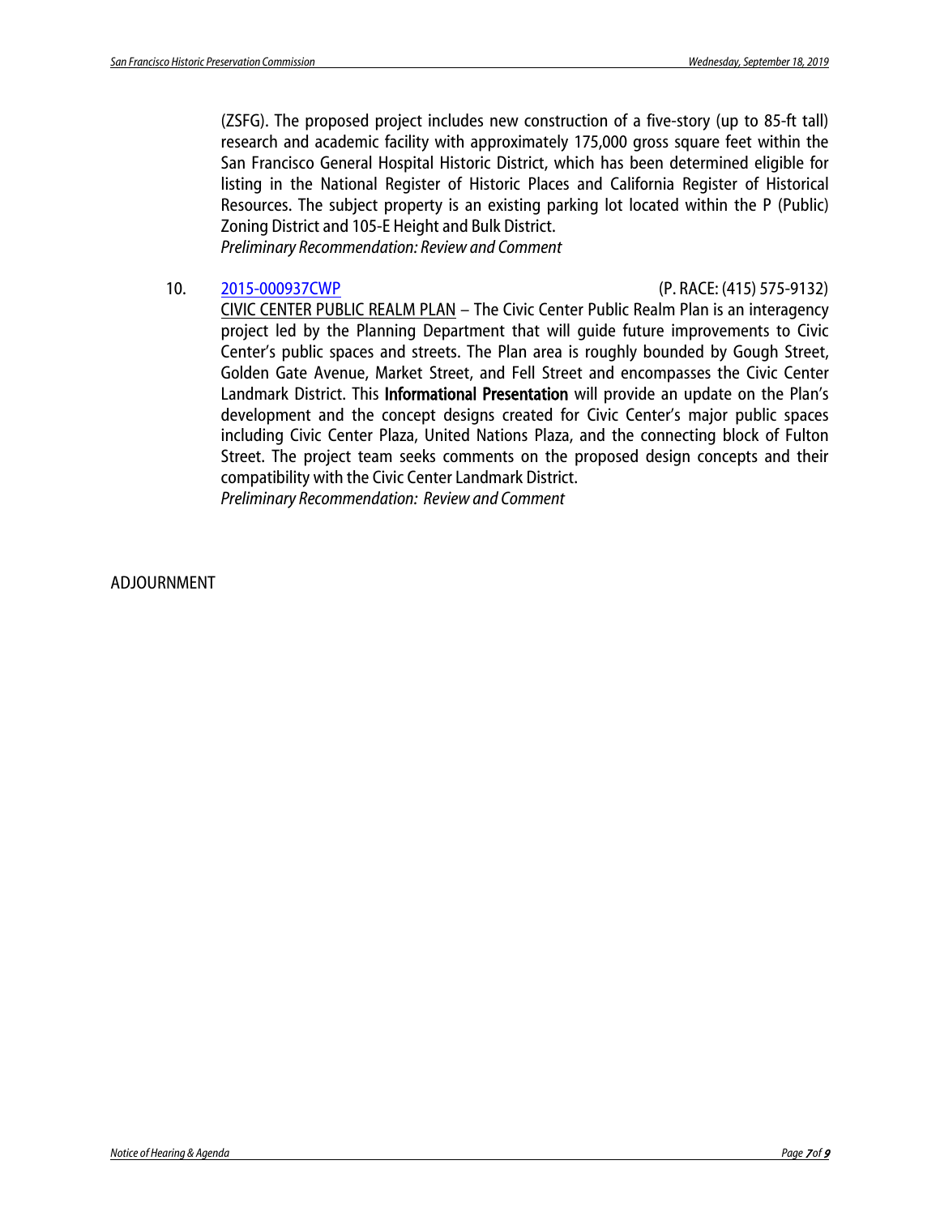(ZSFG). The proposed project includes new construction of a five-story (up to 85-ft tall) research and academic facility with approximately 175,000 gross square feet within the San Francisco General Hospital Historic District, which has been determined eligible for listing in the National Register of Historic Places and California Register of Historical Resources. The subject property is an existing parking lot located within the P (Public) Zoning District and 105-E Height and Bulk District.

*Preliminary Recommendation: Review and Comment*

10. [2015-000937CWP](2015-000937CWP) (P. RACE: (415) 575-9132)

CIVIC CENTER PUBLIC REALM PLAN – The Civic Center Public Realm Plan is an interagency project led by the Planning Department that will guide future improvements to Civic Center's public spaces and streets. The Plan area is roughly bounded by Gough Street, Golden Gate Avenue, Market Street, and Fell Street and encompasses the Civic Center Landmark District. This **Informational Presentation** will provide an update on the Plan's development and the concept designs created for Civic Center's major public spaces including Civic Center Plaza, United Nations Plaza, and the connecting block of Fulton Street. The project team seeks comments on the proposed design concepts and their compatibility with the Civic Center Landmark District.

*Preliminary Recommendation: Review and Comment*

ADJOURNMENT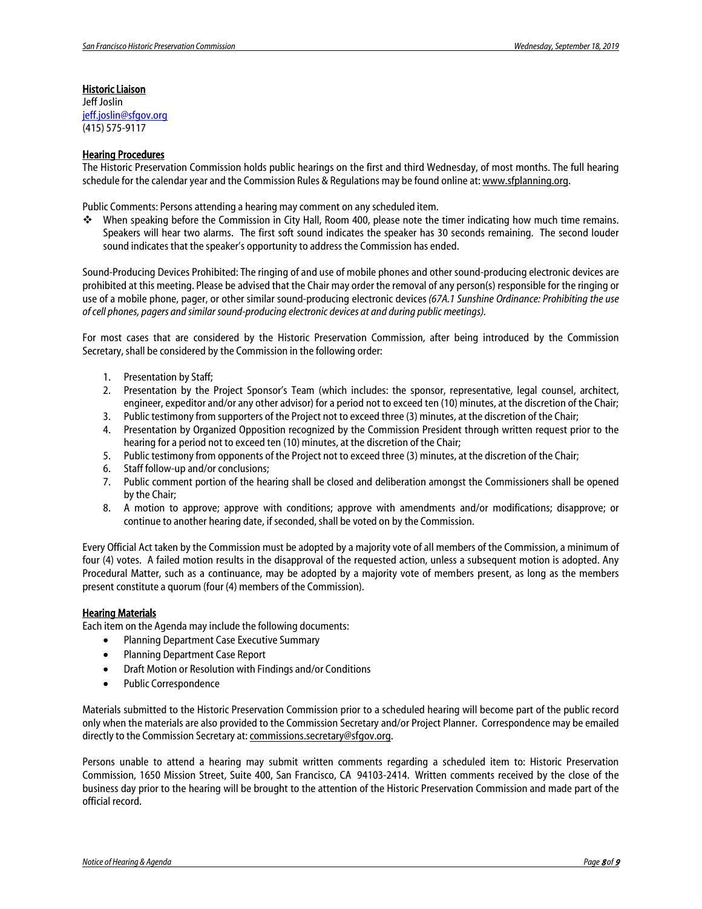**Historic Liaison**
Jeff Joslin
jeff.joslin@sfgov.org
(415) 575-9117

**Hearing Procedures**
The Historic Preservation Commission holds public hearings on the first and third Wednesday, of most months. The full hearing schedule for the calendar year and the Commission Rules & Regulations may be found online at: www.sfplanning.org.

Public Comments: Persons attending a hearing may comment on any scheduled item.

- When speaking before the Commission in City Hall, Room 400, please note the timer indicating how much time remains. Speakers will hear two alarms. The first soft sound indicates the speaker has 30 seconds remaining. The second louder sound indicates that the speaker's opportunity to address the Commission has ended.

Sound-Producing Devices Prohibited: The ringing of and use of mobile phones and other sound-producing electronic devices are prohibited at this meeting. Please be advised that the Chair may order the removal of any person(s) responsible for the ringing or use of a mobile phone, pager, or other similar sound-producing electronic devices *(67A.1 Sunshine Ordinance: Prohibiting the use of cell phones, pagers and similar sound-producing electronic devices at and during public meetings).*

For most cases that are considered by the Historic Preservation Commission, after being introduced by the Commission Secretary, shall be considered by the Commission in the following order:

1. Presentation by Staff;
2. Presentation by the Project Sponsor's Team (which includes: the sponsor, representative, legal counsel, architect, engineer, expeditor and/or any other advisor) for a period not to exceed ten (10) minutes, at the discretion of the Chair;
3. Public testimony from supporters of the Project not to exceed three (3) minutes, at the discretion of the Chair;
4. Presentation by Organized Opposition recognized by the Commission President through written request prior to the hearing for a period not to exceed ten (10) minutes, at the discretion of the Chair;
5. Public testimony from opponents of the Project not to exceed three (3) minutes, at the discretion of the Chair;
6. Staff follow-up and/or conclusions;
7. Public comment portion of the hearing shall be closed and deliberation amongst the Commissioners shall be opened by the Chair;
8. A motion to approve; approve with conditions; approve with amendments and/or modifications; disapprove; or continue to another hearing date, if seconded, shall be voted on by the Commission.

Every Official Act taken by the Commission must be adopted by a majority vote of all members of the Commission, a minimum of four (4) votes. A failed motion results in the disapproval of the requested action, unless a subsequent motion is adopted. Any Procedural Matter, such as a continuance, may be adopted by a majority vote of members present, as long as the members present constitute a quorum (four (4) members of the Commission).

**Hearing Materials**
Each item on the Agenda may include the following documents:

- Planning Department Case Executive Summary
- Planning Department Case Report
- Draft Motion or Resolution with Findings and/or Conditions
- Public Correspondence

Materials submitted to the Historic Preservation Commission prior to a scheduled hearing will become part of the public record only when the materials are also provided to the Commission Secretary and/or Project Planner. Correspondence may be emailed directly to the Commission Secretary at: commissions.secretary@sfgov.org.

Persons unable to attend a hearing may submit written comments regarding a scheduled item to: Historic Preservation Commission, 1650 Mission Street, Suite 400, San Francisco, CA 94103-2414. Written comments received by the close of the business day prior to the hearing will be brought to the attention of the Historic Preservation Commission and made part of the official record.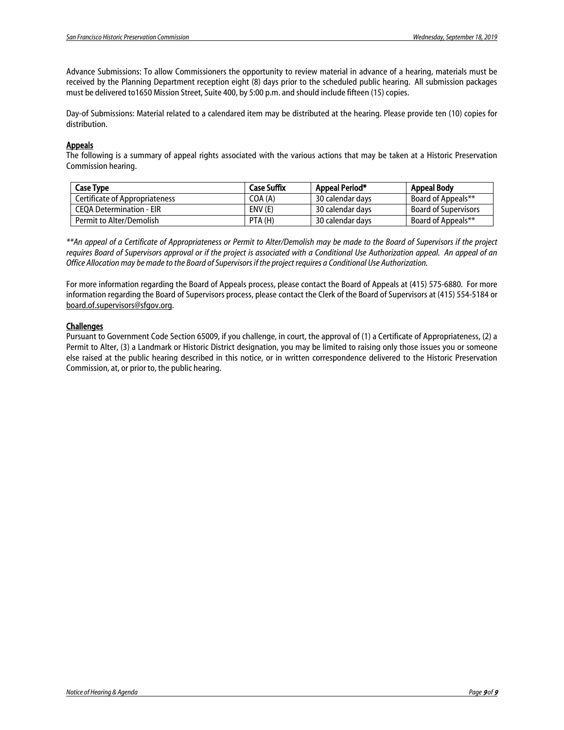Advance Submissions: To allow Commissioners the opportunity to review material in advance of a hearing, materials must be received by the Planning Department reception eight (8) days prior to the scheduled public hearing. All submission packages must be delivered to1650 Mission Street, Suite 400, by 5:00 p.m. and should include fifteen (15) copies.

Day-of Submissions: Material related to a calendared item may be distributed at the hearing. Please provide ten (10) copies for distribution.

**Appeals**

The following is a summary of appeal rights associated with the various actions that may be taken at a Historic Preservation Commission hearing.

| Case Type | Case Suffix | Appeal Period* | Appeal Body |
|---|---|---|---|
| Certificate of Appropriateness | COA (A) | 30 calendar days | Board of Appeals** |
| CEQA Determination - EIR | ENV (E) | 30 calendar days | Board of Supervisors |
| Permit to Alter/Demolish | PTA (H) | 30 calendar days | Board of Appeals** |

*\*\*An appeal of a Certificate of Appropriateness or Permit to Alter/Demolish may be made to the Board of Supervisors if the project requires Board of Supervisors approval or if the project is associated with a Conditional Use Authorization appeal. An appeal of an Office Allocation may be made to the Board of Supervisors if the project requires a Conditional Use Authorization.*

For more information regarding the Board of Appeals process, please contact the Board of Appeals at (415) 575-6880. For more information regarding the Board of Supervisors process, please contact the Clerk of the Board of Supervisors at (415) 554-5184 or board.of.supervisors@sfgov.org.

**Challenges**

Pursuant to Government Code Section 65009, if you challenge, in court, the approval of (1) a Certificate of Appropriateness, (2) a Permit to Alter, (3) a Landmark or Historic District designation, you may be limited to raising only those issues you or someone else raised at the public hearing described in this notice, or in written correspondence delivered to the Historic Preservation Commission, at, or prior to, the public hearing.